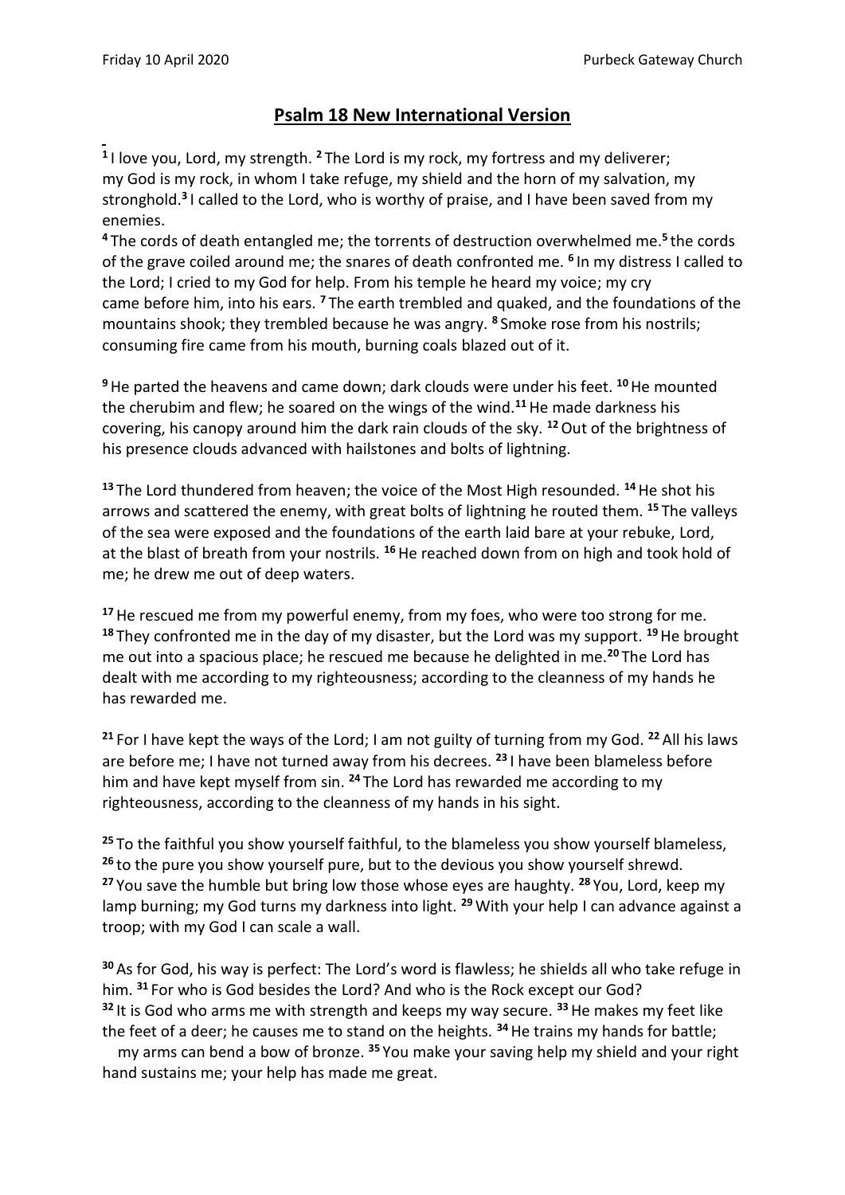# Psalm 18 New International Version

[1] I love you, Lord, my strength. [2] The Lord is my rock, my fortress and my deliverer; my God is my rock, in whom I take refuge, my shield and the horn of my salvation, my stronghold.[3] I called to the Lord, who is worthy of praise, and I have been saved from my enemies.
[4] The cords of death entangled me; the torrents of destruction overwhelmed me.[5] the cords of the grave coiled around me; the snares of death confronted me. [6] In my distress I called to the Lord; I cried to my God for help. From his temple he heard my voice; my cry came before him, into his ears. [7] The earth trembled and quaked, and the foundations of the mountains shook; they trembled because he was angry. [8] Smoke rose from his nostrils; consuming fire came from his mouth, burning coals blazed out of it.

[9] He parted the heavens and came down; dark clouds were under his feet. [10] He mounted the cherubim and flew; he soared on the wings of the wind.[11] He made darkness his covering, his canopy around him the dark rain clouds of the sky. [12] Out of the brightness of his presence clouds advanced with hailstones and bolts of lightning.

[13] The Lord thundered from heaven; the voice of the Most High resounded. [14] He shot his arrows and scattered the enemy, with great bolts of lightning he routed them. [15] The valleys of the sea were exposed and the foundations of the earth laid bare at your rebuke, Lord, at the blast of breath from your nostrils. [16] He reached down from on high and took hold of me; he drew me out of deep waters.

[17] He rescued me from my powerful enemy, from my foes, who were too strong for me.
[18] They confronted me in the day of my disaster, but the Lord was my support. [19] He brought me out into a spacious place; he rescued me because he delighted in me.[20] The Lord has dealt with me according to my righteousness; according to the cleanness of my hands he has rewarded me.

[21] For I have kept the ways of the Lord; I am not guilty of turning from my God. [22] All his laws are before me; I have not turned away from his decrees. [23] I have been blameless before him and have kept myself from sin. [24] The Lord has rewarded me according to my righteousness, according to the cleanness of my hands in his sight.

[25] To the faithful you show yourself faithful, to the blameless you show yourself blameless,
[26] to the pure you show yourself pure, but to the devious you show yourself shrewd.
[27] You save the humble but bring low those whose eyes are haughty. [28] You, Lord, keep my lamp burning; my God turns my darkness into light. [29] With your help I can advance against a troop; with my God I can scale a wall.

[30] As for God, his way is perfect: The Lord's word is flawless; he shields all who take refuge in him. [31] For who is God besides the Lord? And who is the Rock except our God?
[32] It is God who arms me with strength and keeps my way secure. [33] He makes my feet like the feet of a deer; he causes me to stand on the heights. [34] He trains my hands for battle; my arms can bend a bow of bronze. [35] You make your saving help my shield and your right hand sustains me; your help has made me great.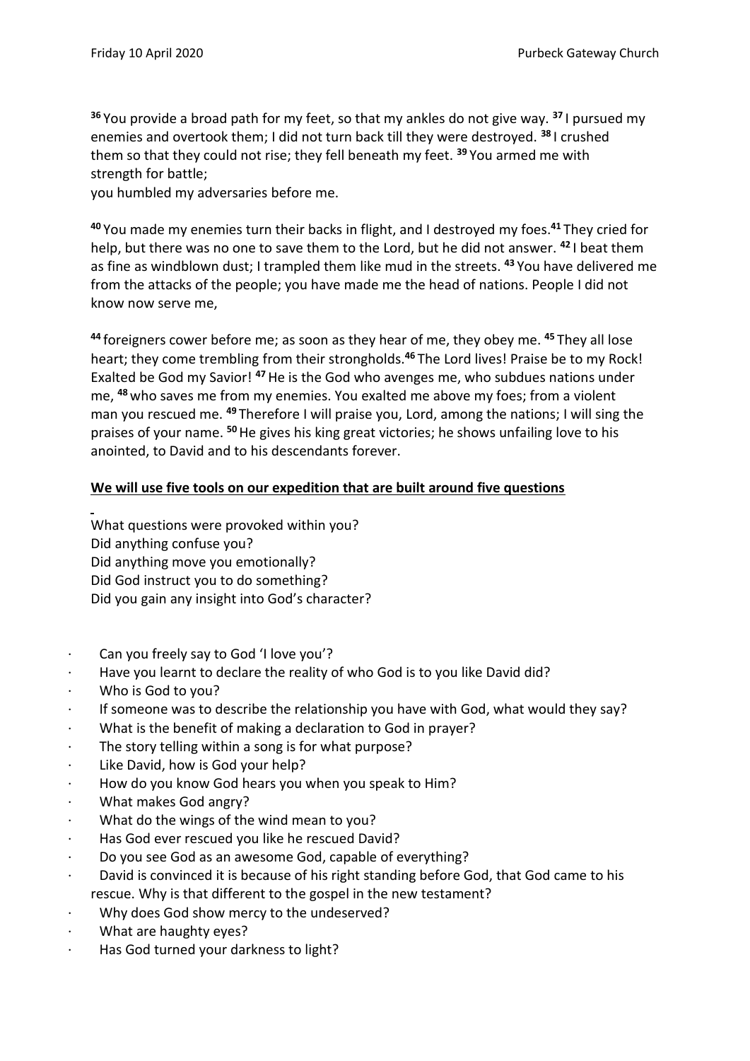[36] You provide a broad path for my feet, so that my ankles do not give way. [37] I pursued my enemies and overtook them; I did not turn back till they were destroyed. [38] I crushed them so that they could not rise; they fell beneath my feet. [39] You armed me with strength for battle;
you humbled my adversaries before me.

[40] You made my enemies turn their backs in flight, and I destroyed my foes.[41] They cried for help, but there was no one to save them to the Lord, but he did not answer. [42] I beat them as fine as windblown dust; I trampled them like mud in the streets. [43] You have delivered me from the attacks of the people; you have made me the head of nations. People I did not know now serve me,

[44] foreigners cower before me; as soon as they hear of me, they obey me. [45] They all lose heart; they come trembling from their strongholds.[46] The Lord lives! Praise be to my Rock! Exalted be God my Savior! [47] He is the God who avenges me, who subdues nations under me, [48] who saves me from my enemies. You exalted me above my foes; from a violent man you rescued me. [49] Therefore I will praise you, Lord, among the nations; I will sing the praises of your name. [50] He gives his king great victories; he shows unfailing love to his anointed, to David and to his descendants forever.

**<u>We will use five tools on our expedition that are built around five questions</u>**

What questions were provoked within you?
Did anything confuse you?
Did anything move you emotionally?
Did God instruct you to do something?
Did you gain any insight into God's character?

- Can you freely say to God 'I love you'?
- Have you learnt to declare the reality of who God is to you like David did?
- Who is God to you?
- If someone was to describe the relationship you have with God, what would they say?
- What is the benefit of making a declaration to God in prayer?
- The story telling within a song is for what purpose?
- Like David, how is God your help?
- How do you know God hears you when you speak to Him?
- What makes God angry?
- What do the wings of the wind mean to you?
- Has God ever rescued you like he rescued David?
- Do you see God as an awesome God, capable of everything?
- David is convinced it is because of his right standing before God, that God came to his rescue. Why is that different to the gospel in the new testament?
- Why does God show mercy to the undeserved?
- What are haughty eyes?
- Has God turned your darkness to light?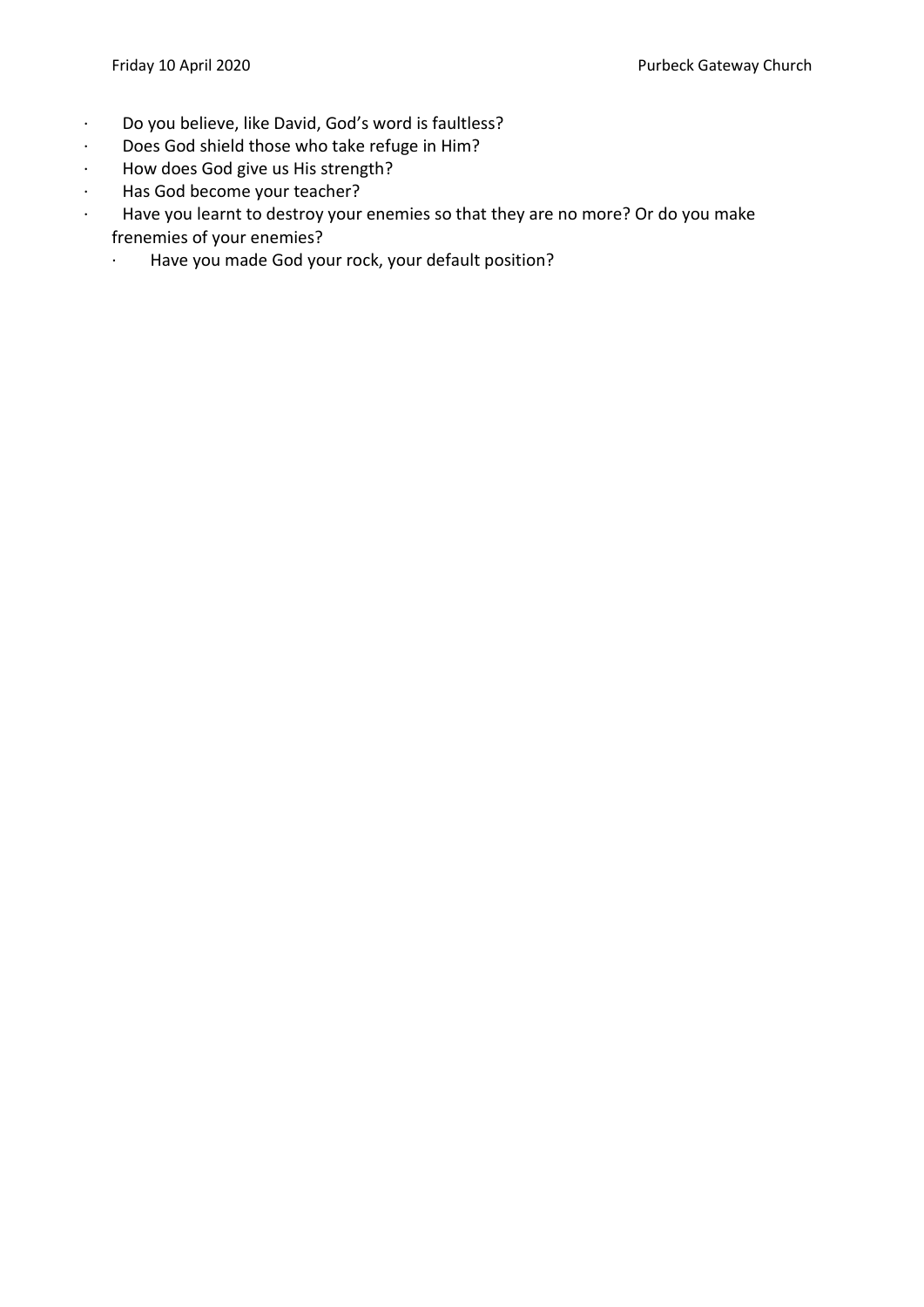- Do you believe, like David, God's word is faultless?
- Does God shield those who take refuge in Him?
- How does God give us His strength?
- Has God become your teacher?
- Have you learnt to destroy your enemies so that they are no more? Or do you make frenemies of your enemies?
  - Have you made God your rock, your default position?